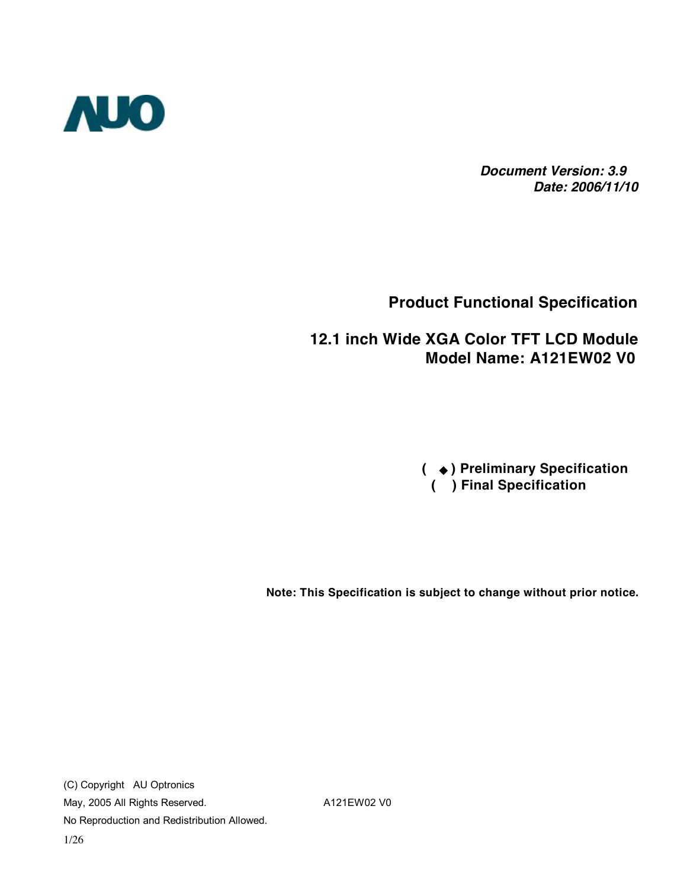AUO

***Document Version: 3.9***
***Date: 2006/11/10***

# Product Functional Specification

## 12.1 inch Wide XGA Color TFT LCD Module
## Model Name: A121EW02 V0

**( ◆ ) Preliminary Specification**
**( ) Final Specification**

**Note: This Specification is subject to change without prior notice.**

(C) Copyright AU Optronics
May, 2005 All Rights Reserved. A121EW02 V0
No Reproduction and Redistribution Allowed.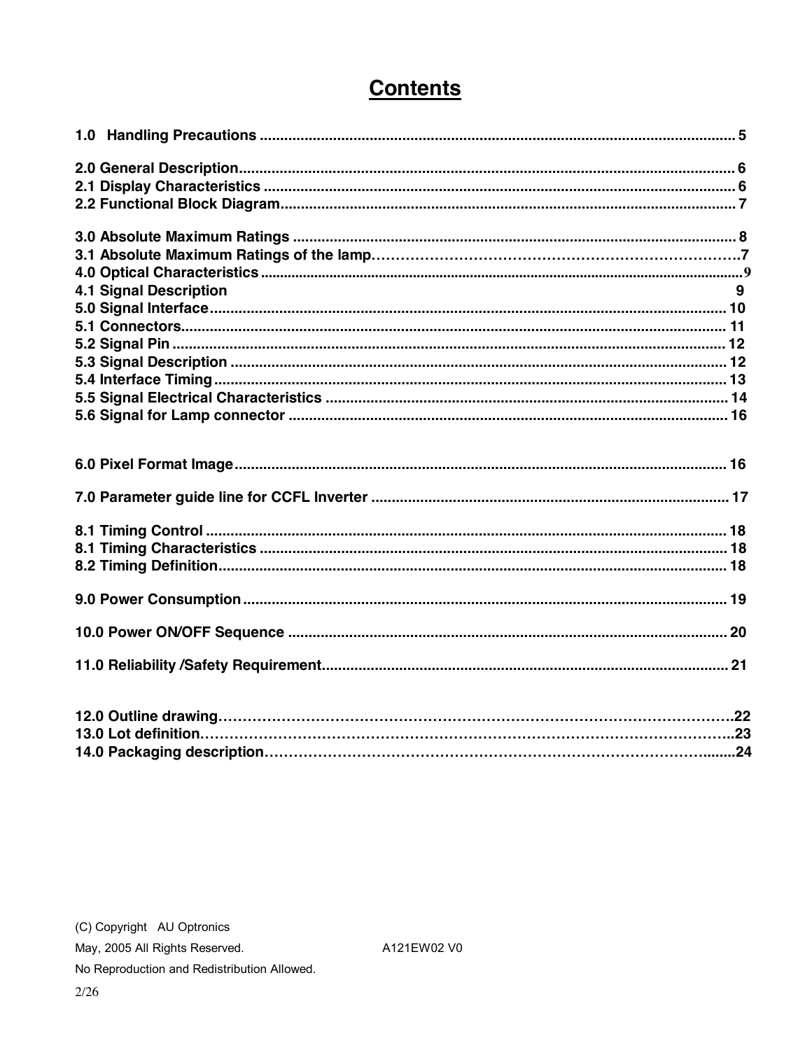# Contents

1.0 Handling Precautions .................................................................................................................. 5

2.0 General Description.................................................................................................................... 6
2.1 Display Characteristics ............................................................................................................... 6
2.2 Functional Block Diagram............................................................................................................ 7

3.0 Absolute Maximum Ratings ......................................................................................................... 8
3.1 Absolute Maximum Ratings of the lamp……………………………………………………………….7
4.0 Optical Characteristics ..................................................................................................................9
4.1 Signal Description 9
5.0 Signal Interface........................................................................................................................... 10
5.1 Connectors.................................................................................................................................. 11
5.2 Signal Pin .................................................................................................................................... 12
5.3 Signal Description ....................................................................................................................... 12
5.4 Interface Timing........................................................................................................................... 13
5.5 Signal Electrical Characteristics .................................................................................................. 14
5.6 Signal for Lamp connector ........................................................................................................... 16

6.0 Pixel Format Image...................................................................................................................... 16

7.0 Parameter guide line for CCFL Inverter ...................................................................................... 17

8.1 Timing Control ............................................................................................................................. 18
8.1 Timing Characteristics ................................................................................................................ 18
8.2 Timing Definition.......................................................................................................................... 18

9.0 Power Consumption .................................................................................................................... 19

10.0 Power ON/OFF Sequence .......................................................................................................... 20

11.0 Reliability /Safety Requirement.................................................................................................. 21

12.0 Outline drawing…………………………………………………………………………………………….22
13.0 Lot definition…………………………………………………………………………………………….....23
14.0 Packaging description…………………………………………………………………………….........24

(C) Copyright AU Optronics
May, 2005 All Rights Reserved. A121EW02 V0
No Reproduction and Redistribution Allowed.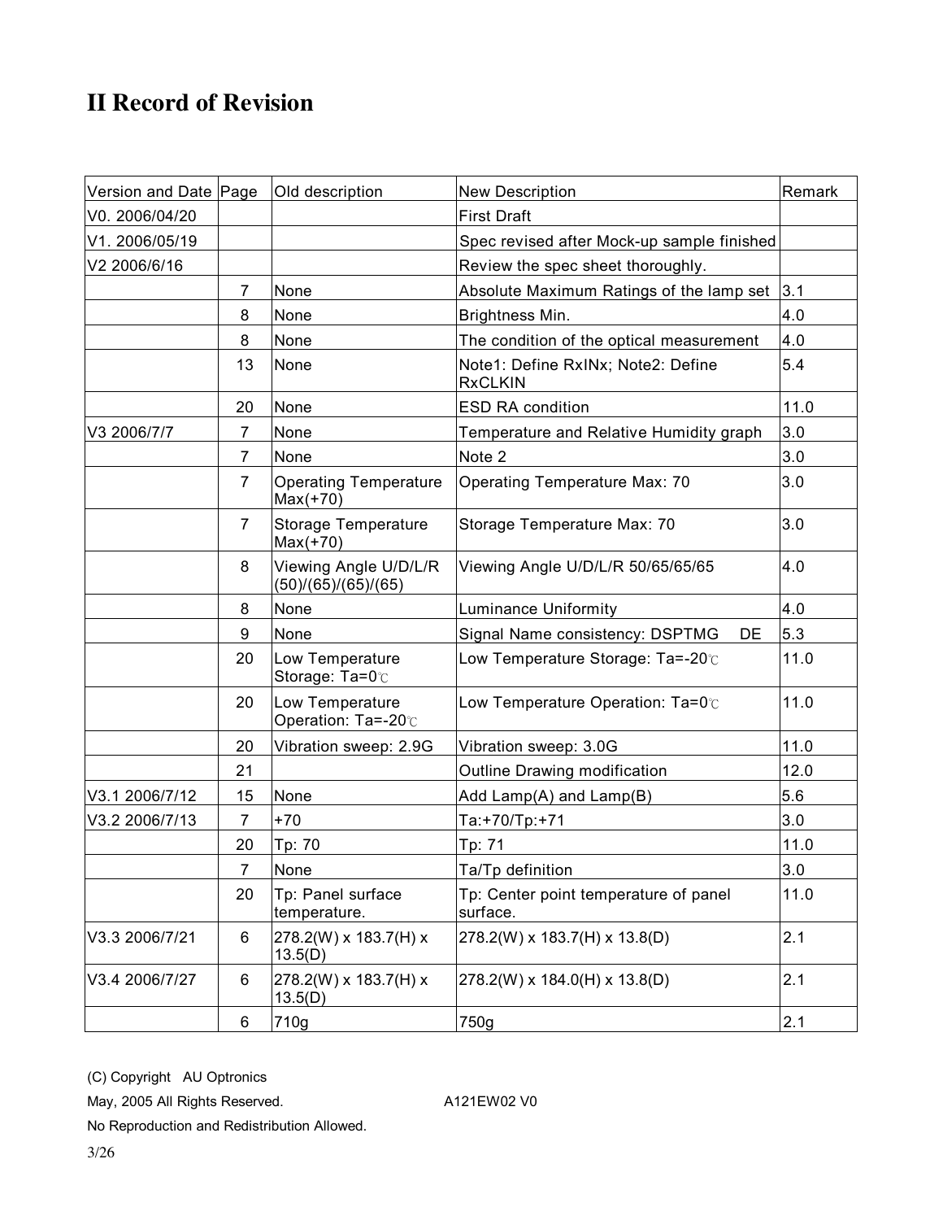# II Record of Revision

| Version and Date | Page | Old description | New Description | Remark |
|---|---|---|---|---|
| V0. 2006/04/20 | | | First Draft | |
| V1. 2006/05/19 | | | Spec revised after Mock-up sample finished | |
| V2 2006/6/16 | | | Review the spec sheet thoroughly. | |
| | 7 | None | Absolute Maximum Ratings of the lamp set | 3.1 |
| | 8 | None | Brightness Min. | 4.0 |
| | 8 | None | The condition of the optical measurement | 4.0 |
| | 13 | None | Note1: Define RxINx; Note2: Define RxCLKIN | 5.4 |
| | 20 | None | ESD RA condition | 11.0 |
| V3 2006/7/7 | 7 | None | Temperature and Relative Humidity graph | 3.0 |
| | 7 | None | Note 2 | 3.0 |
| | 7 | Operating Temperature Max(+70) | Operating Temperature Max: 70 | 3.0 |
| | 7 | Storage Temperature Max(+70) | Storage Temperature Max: 70 | 3.0 |
| | 8 | Viewing Angle U/D/L/R (50)/(65)/(65)/(65) | Viewing Angle U/D/L/R 50/65/65/65 | 4.0 |
| | 8 | None | Luminance Uniformity | 4.0 |
| | 9 | None | Signal Name consistency: DSPTMG DE | 5.3 |
| | 20 | Low Temperature Storage: Ta=0℃ | Low Temperature Storage: Ta=-20℃ | 11.0 |
| | 20 | Low Temperature Operation: Ta=-20℃ | Low Temperature Operation: Ta=0℃ | 11.0 |
| | 20 | Vibration sweep: 2.9G | Vibration sweep: 3.0G | 11.0 |
| | 21 | | Outline Drawing modification | 12.0 |
| V3.1 2006/7/12 | 15 | None | Add Lamp(A) and Lamp(B) | 5.6 |
| V3.2 2006/7/13 | 7 | +70 | Ta:+70/Tp:+71 | 3.0 |
| | 20 | Tp: 70 | Tp: 71 | 11.0 |
| | 7 | None | Ta/Tp definition | 3.0 |
| | 20 | Tp: Panel surface temperature. | Tp: Center point temperature of panel surface. | 11.0 |
| V3.3 2006/7/21 | 6 | 278.2(W) x 183.7(H) x 13.5(D) | 278.2(W) x 183.7(H) x 13.8(D) | 2.1 |
| V3.4 2006/7/27 | 6 | 278.2(W) x 183.7(H) x 13.5(D) | 278.2(W) x 184.0(H) x 13.8(D) | 2.1 |
| | 6 | 710g | 750g | 2.1 |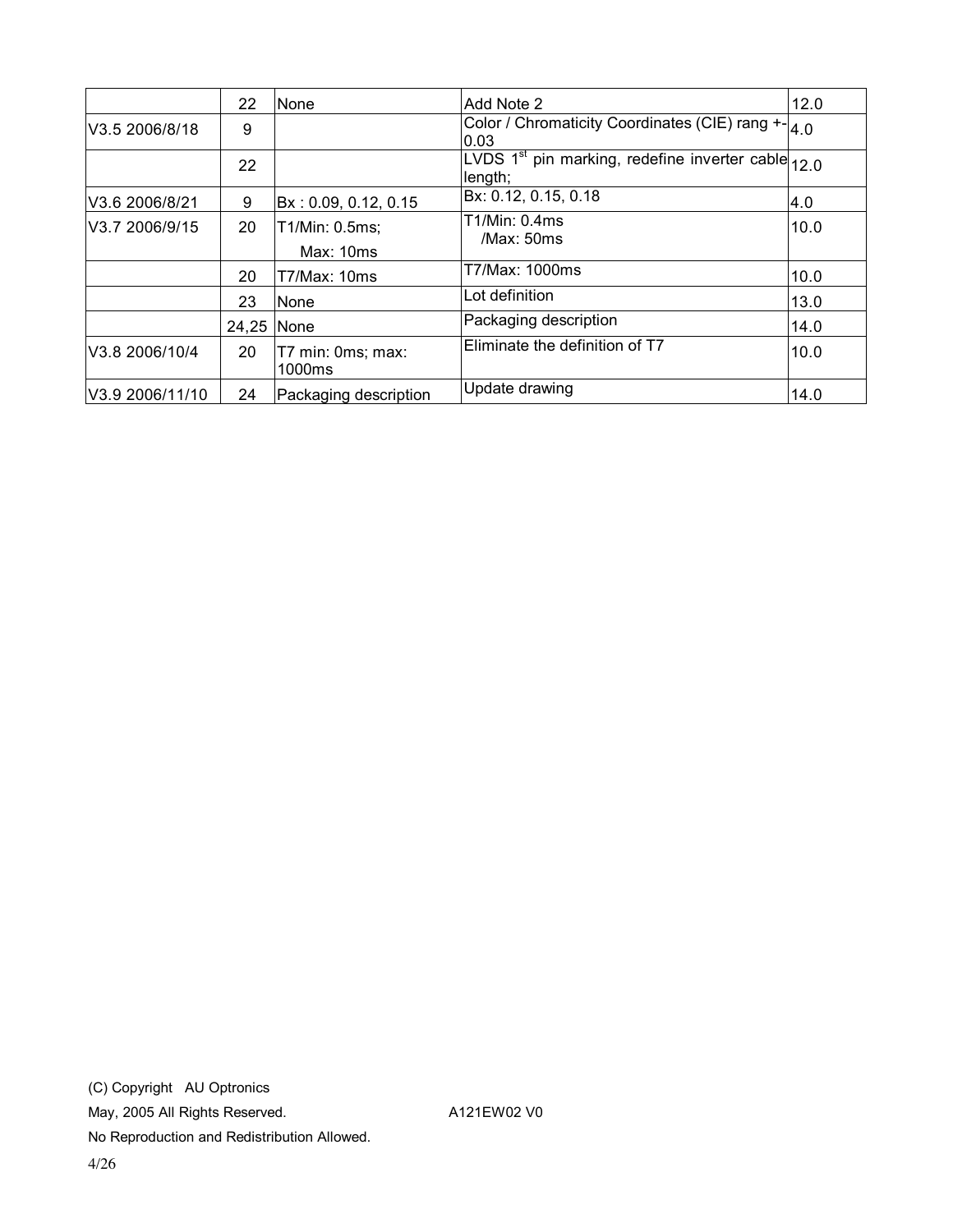| | | | | |
|---|---|---|---|---|
| | 22 | None | Add Note 2 | 12.0 |
| V3.5 2006/8/18 | 9 | | Color / Chromaticity Coordinates (CIE) rang +- 0.03 | 4.0 |
| | 22 | | LVDS 1st pin marking, redefine inverter cable length; | 12.0 |
| V3.6 2006/8/21 | 9 | Bx : 0.09, 0.12, 0.15 | Bx: 0.12, 0.15, 0.18 | 4.0 |
| V3.7 2006/9/15 | 20 | T1/Min: 0.5ms; Max: 10ms | T1/Min: 0.4ms /Max: 50ms | 10.0 |
| | 20 | T7/Max: 10ms | T7/Max: 1000ms | 10.0 |
| | 23 | None | Lot definition | 13.0 |
| | 24,25 | None | Packaging description | 14.0 |
| V3.8 2006/10/4 | 20 | T7 min: 0ms; max: 1000ms | Eliminate the definition of T7 | 10.0 |
| V3.9 2006/11/10 | 24 | Packaging description | Update drawing | 14.0 |

(C) Copyright AU Optronics

May, 2005 All Rights Reserved. A121EW02 V0

No Reproduction and Redistribution Allowed.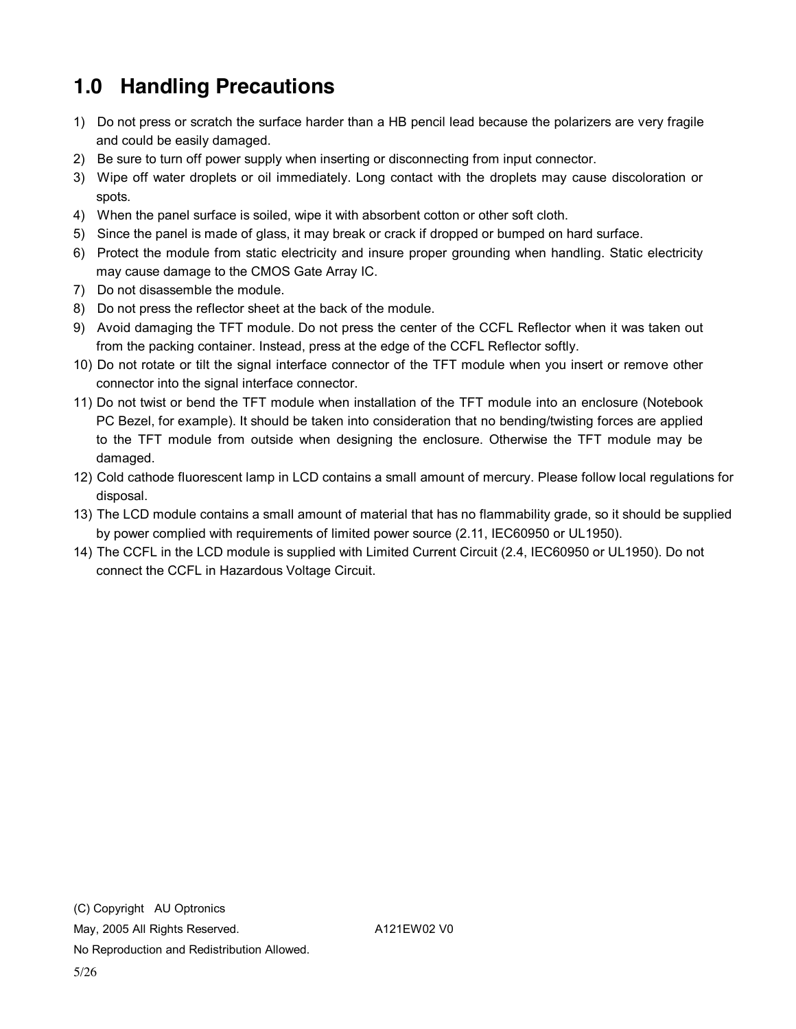# 1.0 Handling Precautions

1) Do not press or scratch the surface harder than a HB pencil lead because the polarizers are very fragile and could be easily damaged.
2) Be sure to turn off power supply when inserting or disconnecting from input connector.
3) Wipe off water droplets or oil immediately. Long contact with the droplets may cause discoloration or spots.
4) When the panel surface is soiled, wipe it with absorbent cotton or other soft cloth.
5) Since the panel is made of glass, it may break or crack if dropped or bumped on hard surface.
6) Protect the module from static electricity and insure proper grounding when handling. Static electricity may cause damage to the CMOS Gate Array IC.
7) Do not disassemble the module.
8) Do not press the reflector sheet at the back of the module.
9) Avoid damaging the TFT module. Do not press the center of the CCFL Reflector when it was taken out from the packing container. Instead, press at the edge of the CCFL Reflector softly.
10) Do not rotate or tilt the signal interface connector of the TFT module when you insert or remove other connector into the signal interface connector.
11) Do not twist or bend the TFT module when installation of the TFT module into an enclosure (Notebook PC Bezel, for example). It should be taken into consideration that no bending/twisting forces are applied to the TFT module from outside when designing the enclosure. Otherwise the TFT module may be damaged.
12) Cold cathode fluorescent lamp in LCD contains a small amount of mercury. Please follow local regulations for disposal.
13) The LCD module contains a small amount of material that has no flammability grade, so it should be supplied by power complied with requirements of limited power source (2.11, IEC60950 or UL1950).
14) The CCFL in the LCD module is supplied with Limited Current Circuit (2.4, IEC60950 or UL1950). Do not connect the CCFL in Hazardous Voltage Circuit.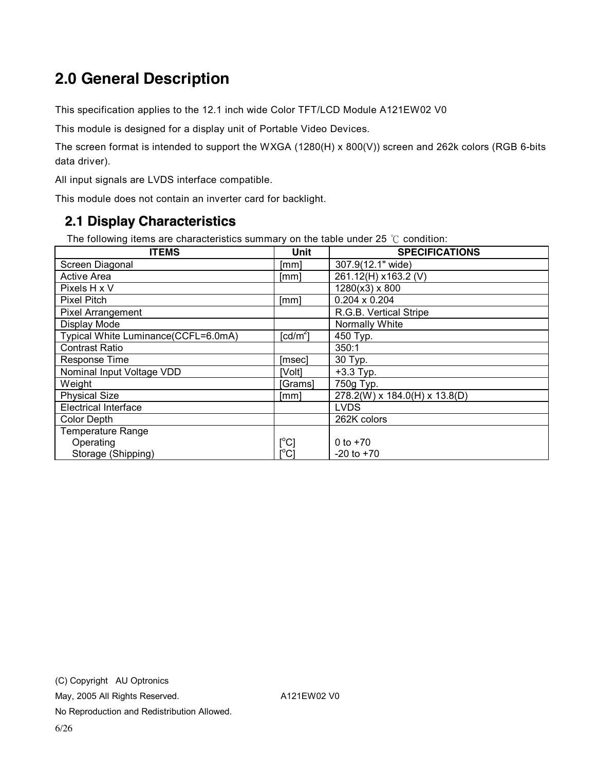## 2.0 General Description

This specification applies to the 12.1 inch wide Color TFT/LCD Module A121EW02 V0

This module is designed for a display unit of Portable Video Devices.

The screen format is intended to support the WXGA (1280(H) x 800(V)) screen and 262k colors (RGB 6-bits data driver).

All input signals are LVDS interface compatible.

This module does not contain an inverter card for backlight.

### 2.1 Display Characteristics

The following items are characteristics summary on the table under 25 ℃ condition:

| ITEMS | Unit | SPECIFICATIONS |
|---|---|---|
| Screen Diagonal | [mm] | 307.9(12.1" wide) |
| Active Area | [mm] | 261.12(H) x163.2 (V) |
| Pixels H x V | | 1280(x3) x 800 |
| Pixel Pitch | [mm] | 0.204 x 0.204 |
| Pixel Arrangement | | R.G.B. Vertical Stripe |
| Display Mode | | Normally White |
| Typical White Luminance(CCFL=6.0mA) | [cd/m$^2$] | 450 Typ. |
| Contrast Ratio | | 350:1 |
| Response Time | [msec] | 30 Typ. |
| Nominal Input Voltage VDD | [Volt] | +3.3 Typ. |
| Weight | [Grams] | 750g Typ. |
| Physical Size | [mm] | 278.2(W) x 184.0(H) x 13.8(D) |
| Electrical Interface | | LVDS |
| Color Depth | | 262K colors |
| Temperature Range | | |
| Operating | [$^o$C] | 0 to +70 |
| Storage (Shipping) | [$^o$C] | -20 to +70 |

(C) Copyright AU Optronics

May, 2005 All Rights Reserved. A121EW02 V0

No Reproduction and Redistribution Allowed.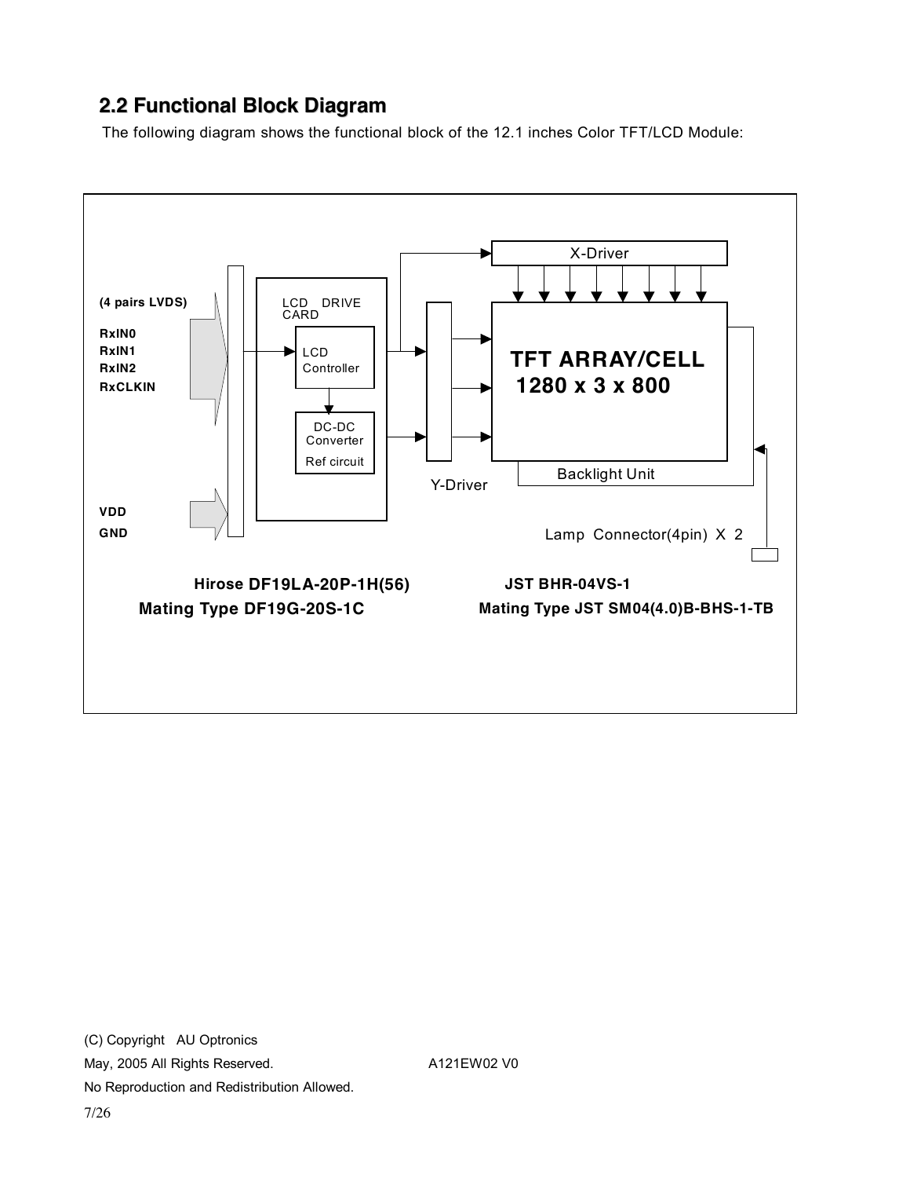## 2.2 Functional Block Diagram

The following diagram shows the functional block of the 12.1 inches Color TFT/LCD Module:

(4 pairs LVDS)

RxIN0
RxIN1
RxIN2
RxCLKIN

VDD
GND

LCD DRIVE CARD

LCD Controller

DC-DC Converter
Ref circuit

X-Driver

Y-Driver

TFT ARRAY/CELL
1280 x 3 x 800

Backlight Unit

Lamp Connector(4pin) X 2

**Hirose DF19LA-20P-1H(56)**
**Mating Type DF19G-20S-1C**

**JST BHR-04VS-1**
**Mating Type JST SM04(4.0)B-BHS-1-TB**

(C) Copyright AU Optronics
May, 2005 All Rights Reserved. A121EW02 V0
No Reproduction and Redistribution Allowed.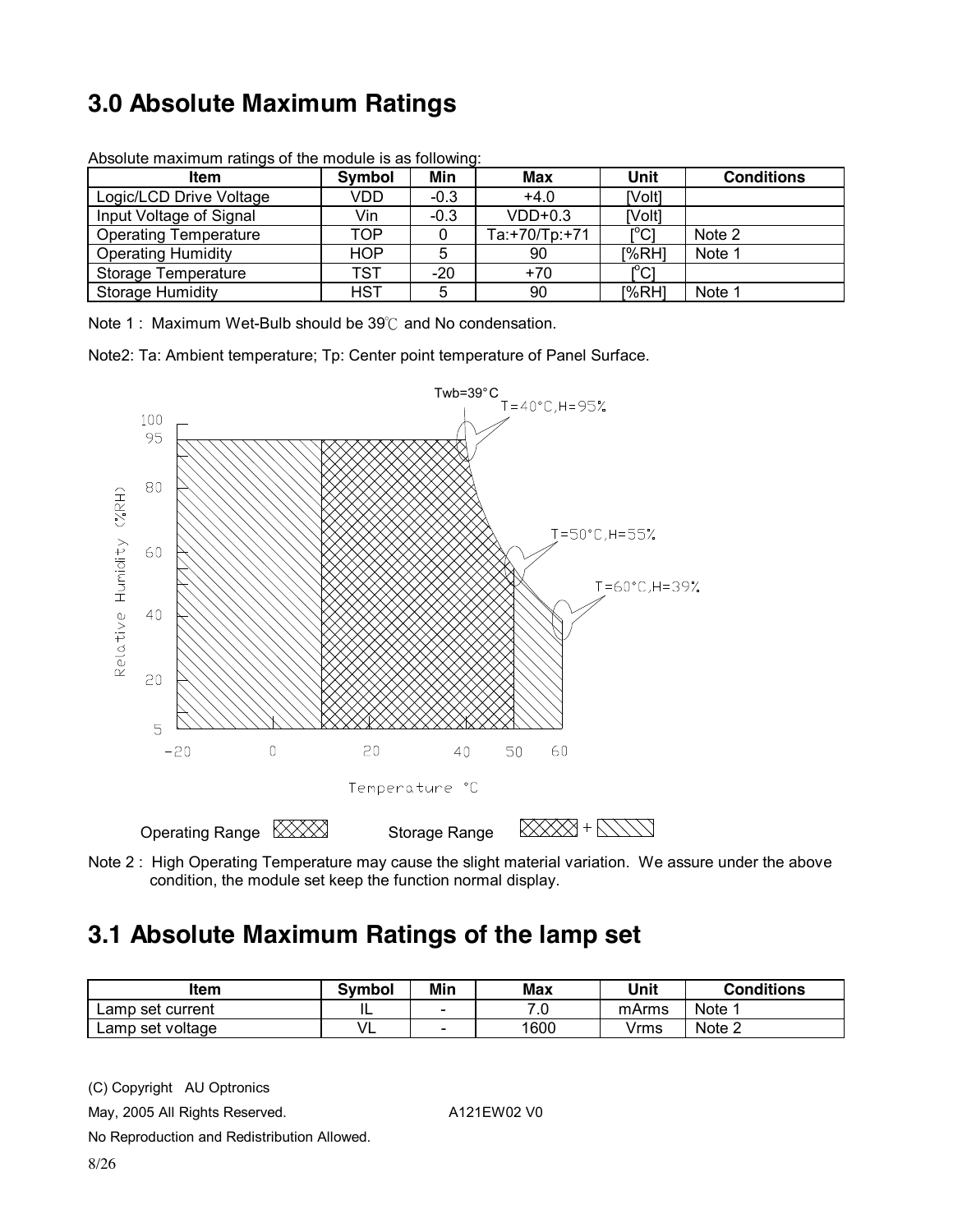# 3.0 Absolute Maximum Ratings

Absolute maximum ratings of the module is as following:

| Item | Symbol | Min | Max | Unit | Conditions |
|---|---|---|---|---|---|
| Logic/LCD Drive Voltage | VDD | -0.3 | +4.0 | [Volt] | |
| Input Voltage of Signal | Vin | -0.3 | VDD+0.3 | [Volt] | |
| Operating Temperature | TOP | 0 | Ta:+70/Tp:+71 | [$^{o}$C] | Note 2 |
| Operating Humidity | HOP | 5 | 90 | [%RH] | Note 1 |
| Storage Temperature | TST | -20 | +70 | [$^{o}$C] | |
| Storage Humidity | HST | 5 | 90 | [%RH] | Note 1 |

Note 1 : Maximum Wet-Bulb should be 39℃ and No condensation.

Note2: Ta: Ambient temperature; Tp: Center point temperature of Panel Surface.

Note 2 : High Operating Temperature may cause the slight material variation. We assure under the above condition, the module set keep the function normal display.

# 3.1 Absolute Maximum Ratings of the lamp set

| Item | Symbol | Min | Max | Unit | Conditions |
|---|---|---|---|---|---|
| Lamp set current | IL | - | 7.0 | mArms | Note 1 |
| Lamp set voltage | VL | - | 1600 | Vrms | Note 2 |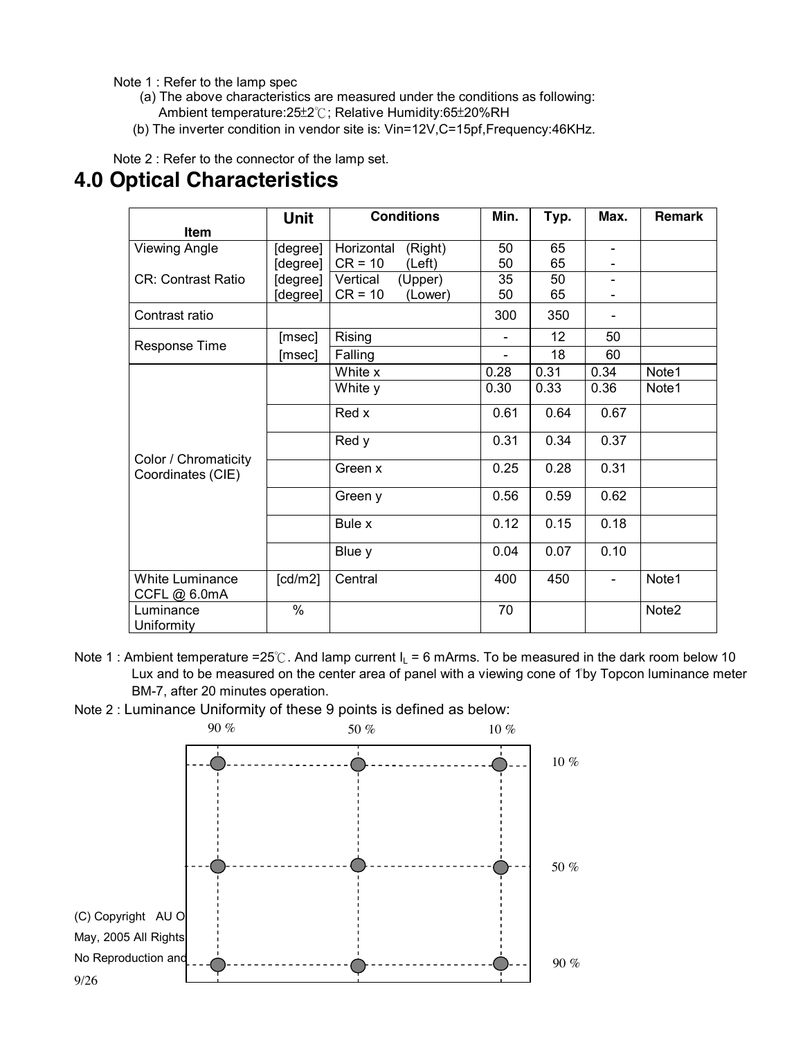Note 1 : Refer to the lamp spec

(a) The above characteristics are measured under the conditions as following:
Ambient temperature:25±2℃; Relative Humidity:65±20%RH

(b) The inverter condition in vendor site is: Vin=12V,C=15pf,Frequency:46KHz.

Note 2 : Refer to the connector of the lamp set.

# 4.0 Optical Characteristics

| Item | Unit | Conditions | Min. | Typ. | Max. | Remark |
|---|---|---|---|---|---|---|
| Viewing Angle | [degree] | Horizontal (Right) | 50 | 65 | - | |
| | [degree] | CR = 10 (Left) | 50 | 65 | - | |
| CR: Contrast Ratio | [degree] | Vertical (Upper) | 35 | 50 | - | |
| | [degree] | CR = 10 (Lower) | 50 | 65 | - | |
| Contrast ratio | | | 300 | 350 | - | |
| Response Time | [msec] | Rising | - | 12 | 50 | |
| | [msec] | Falling | - | 18 | 60 | |
| Color / Chromaticity Coordinates (CIE) | | White x | 0.28 | 0.31 | 0.34 | Note1 |
| | | White y | 0.30 | 0.33 | 0.36 | Note1 |
| | | Red x | 0.61 | 0.64 | 0.67 | |
| | | Red y | 0.31 | 0.34 | 0.37 | |
| | | Green x | 0.25 | 0.28 | 0.31 | |
| | | Green y | 0.56 | 0.59 | 0.62 | |
| | | Bule x | 0.12 | 0.15 | 0.18 | |
| | | Blue y | 0.04 | 0.07 | 0.10 | |
| White Luminance CCFL @ 6.0mA | [cd/m2] | Central | 400 | 450 | - | Note1 |
| Luminance Uniformity | % | | 70 | | | Note2 |

Note 1 : Ambient temperature =25℃. And lamp current $I_L$ = 6 mArms. To be measured in the dark room below 10 Lux and to be measured on the center area of panel with a viewing cone of 1°by Topcon luminance meter BM-7, after 20 minutes operation.

Note 2 : Luminance Uniformity of these 9 points is defined as below:

90 % 50 % 10 %

10 %

50 %

90 %

(C) Copyright AU O
May, 2005 All Rights
No Reproduction and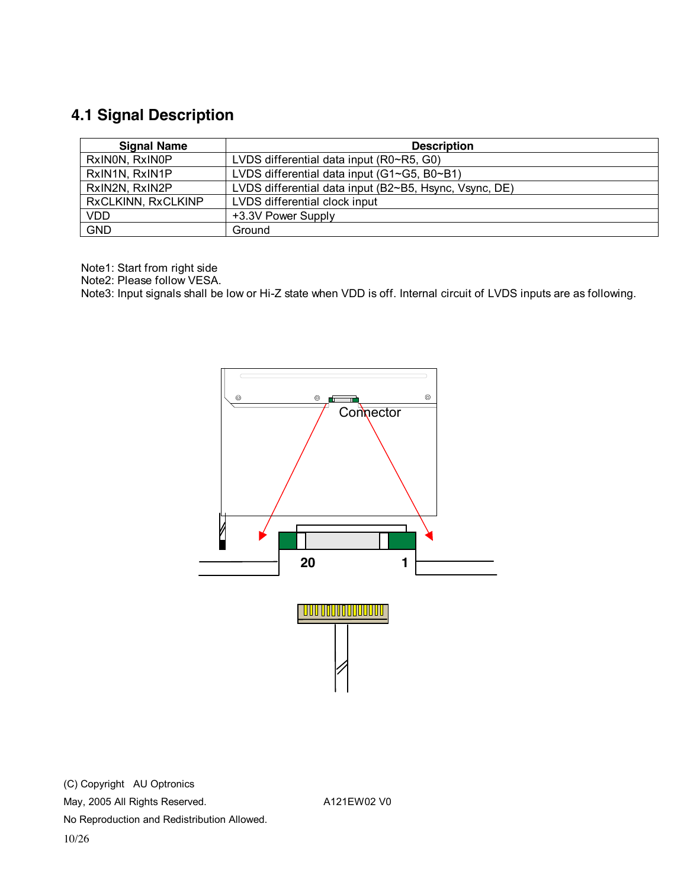## 4.1 Signal Description

| Signal Name | Description |
|---|---|
| RxIN0N, RxIN0P | LVDS differential data input (R0~R5, G0) |
| RxIN1N, RxIN1P | LVDS differential data input (G1~G5, B0~B1) |
| RxIN2N, RxIN2P | LVDS differential data input (B2~B5, Hsync, Vsync, DE) |
| RxCLKINN, RxCLKINP | LVDS differential clock input |
| VDD | +3.3V Power Supply |
| GND | Ground |

Note1: Start from right side
Note2: Please follow VESA.
Note3: Input signals shall be low or Hi-Z state when VDD is off. Internal circuit of LVDS inputs are as following.

Connector

20 &nbsp;&nbsp;&nbsp;&nbsp; 1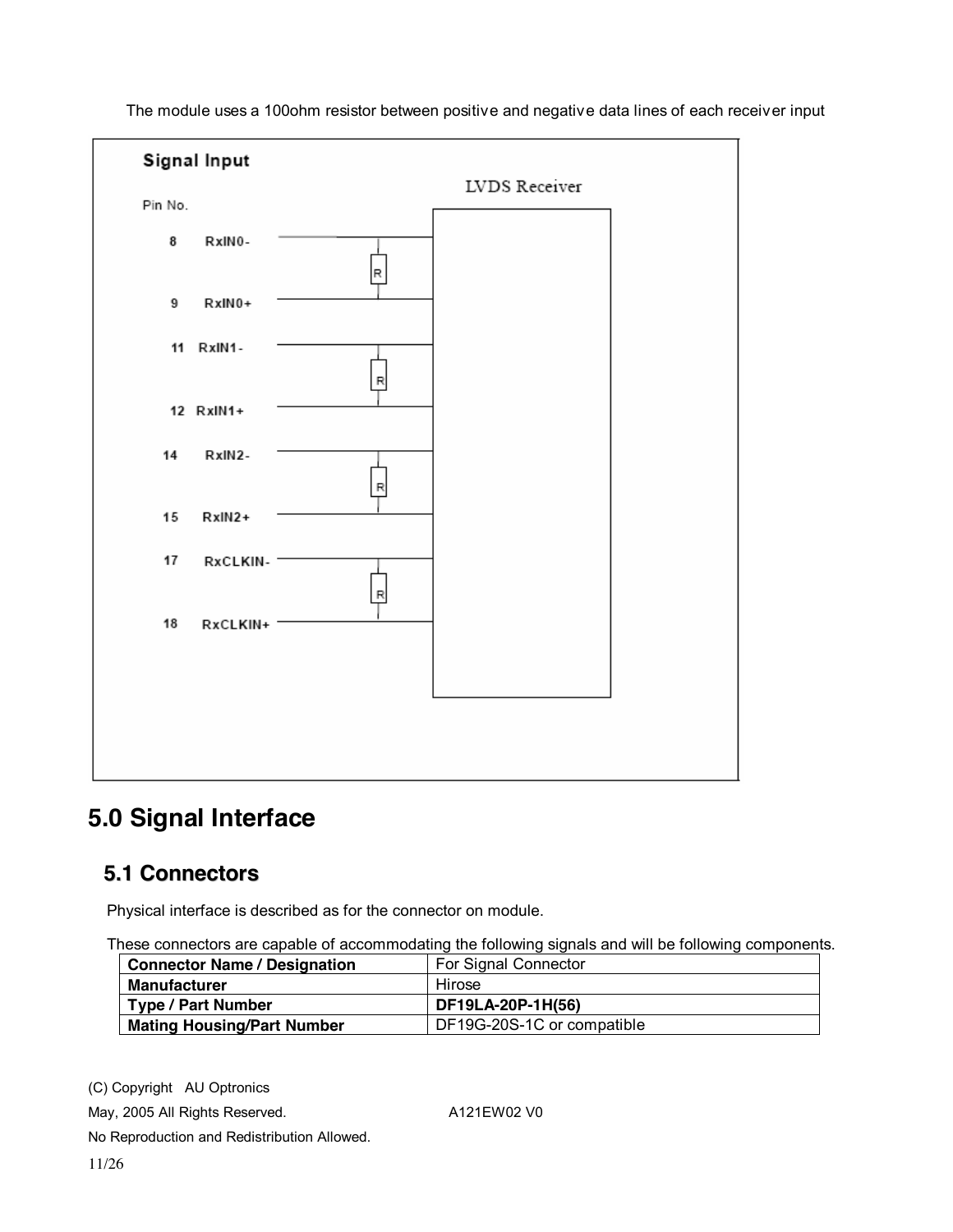The module uses a 100ohm resistor between positive and negative data lines of each receiver input

Signal Input

LVDS Receiver

Pin No.

8 RxIN0-

9 RxIN0+

11 RxIN1-

12 RxIN1+

14 RxIN2-

15 RxIN2+

17 RxCLKIN-

18 RxCLKIN+

# 5.0 Signal Interface

## 5.1 Connectors

Physical interface is described as for the connector on module.

These connectors are capable of accommodating the following signals and will be following components.

| Connector Name / Designation | For Signal Connector |
|---|---|
| **Manufacturer** | Hirose |
| **Type / Part Number** | **DF19LA-20P-1H(56)** |
| **Mating Housing/Part Number** | DF19G-20S-1C or compatible |

(C) Copyright AU Optronics
May, 2005 All Rights Reserved. A121EW02 V0
No Reproduction and Redistribution Allowed.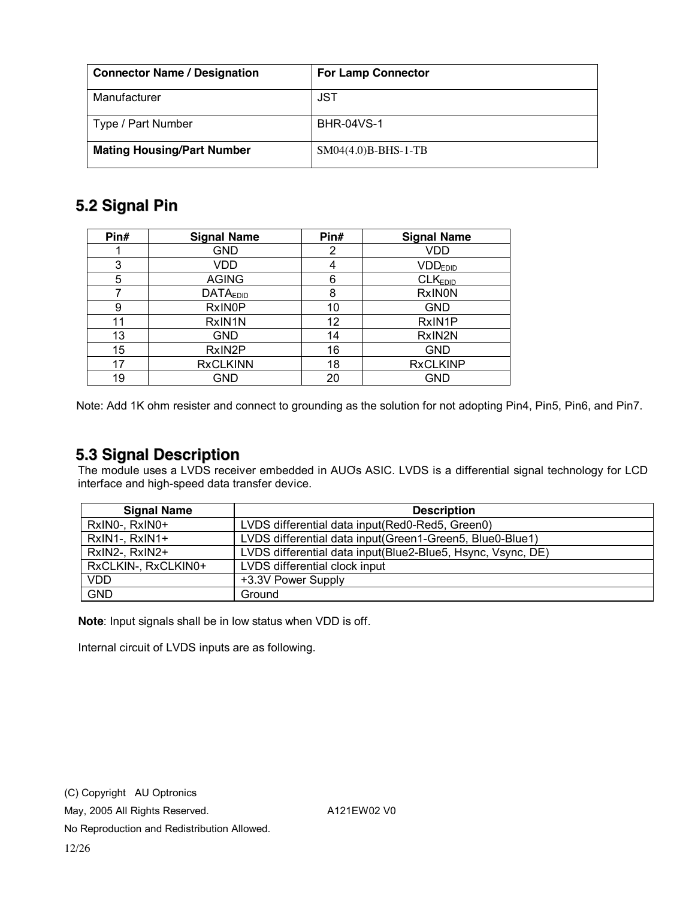| Connector Name / Designation | For Lamp Connector |
|---|---|
| Manufacturer | JST |
| Type / Part Number | BHR-04VS-1 |
| **Mating Housing/Part Number** | SM04(4.0)B-BHS-1-TB |

## 5.2 Signal Pin

| Pin# | Signal Name | Pin# | Signal Name |
|---|---|---|---|
| 1 | GND | 2 | VDD |
| 3 | VDD | 4 | $VDD_{EDID}$ |
| 5 | AGING | 6 | $CLK_{EDID}$ |
| 7 | $DATA_{EDID}$ | 8 | RxIN0N |
| 9 | RxIN0P | 10 | GND |
| 11 | RxIN1N | 12 | RxIN1P |
| 13 | GND | 14 | RxIN2N |
| 15 | RxIN2P | 16 | GND |
| 17 | RxCLKINN | 18 | RxCLKINP |
| 19 | GND | 20 | GND |

Note: Add 1K ohm resister and connect to grounding as the solution for not adopting Pin4, Pin5, Pin6, and Pin7.

## 5.3 Signal Description

The module uses a LVDS receiver embedded in AUO's ASIC. LVDS is a differential signal technology for LCD interface and high-speed data transfer device.

| Signal Name | Description |
|---|---|
| RxIN0-, RxIN0+ | LVDS differential data input(Red0-Red5, Green0) |
| RxIN1-, RxIN1+ | LVDS differential data input(Green1-Green5, Blue0-Blue1) |
| RxIN2-, RxIN2+ | LVDS differential data input(Blue2-Blue5, Hsync, Vsync, DE) |
| RxCLKIN-, RxCLKIN0+ | LVDS differential clock input |
| VDD | +3.3V Power Supply |
| GND | Ground |

**Note**: Input signals shall be in low status when VDD is off.

Internal circuit of LVDS inputs are as following.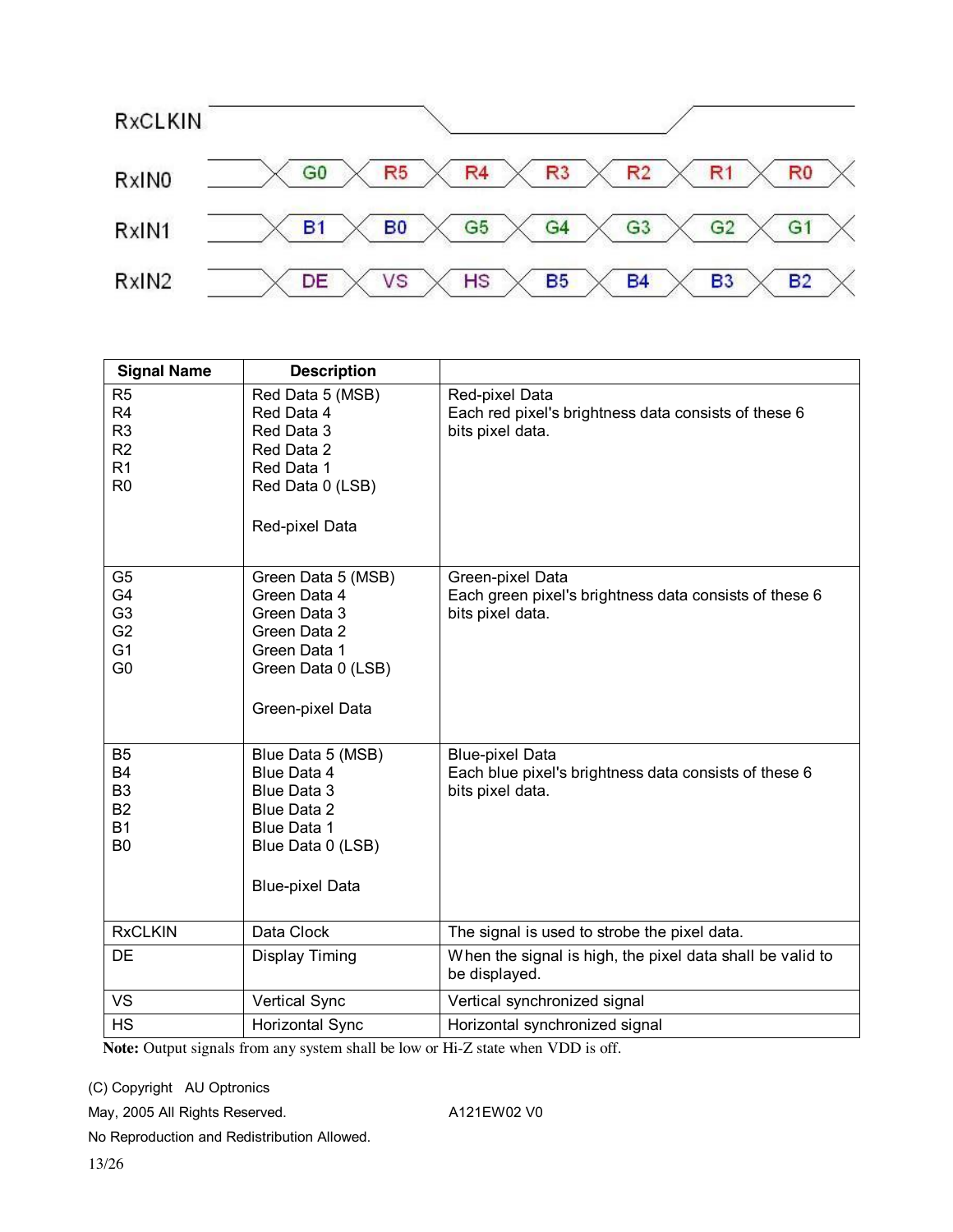| Signal Name | Description | |
|---|---|---|
| R5<br>R4<br>R3<br>R2<br>R1<br>R0 | Red Data 5 (MSB)<br>Red Data 4<br>Red Data 3<br>Red Data 2<br>Red Data 1<br>Red Data 0 (LSB)<br><br>Red-pixel Data | Red-pixel Data<br>Each red pixel's brightness data consists of these 6 bits pixel data. |
| G5<br>G4<br>G3<br>G2<br>G1<br>G0 | Green Data 5 (MSB)<br>Green Data 4<br>Green Data 3<br>Green Data 2<br>Green Data 1<br>Green Data 0 (LSB)<br><br>Green-pixel Data | Green-pixel Data<br>Each green pixel's brightness data consists of these 6 bits pixel data. |
| B5<br>B4<br>B3<br>B2<br>B1<br>B0 | Blue Data 5 (MSB)<br>Blue Data 4<br>Blue Data 3<br>Blue Data 2<br>Blue Data 1<br>Blue Data 0 (LSB)<br><br>Blue-pixel Data | Blue-pixel Data<br>Each blue pixel's brightness data consists of these 6 bits pixel data. |
| RxCLKIN | Data Clock | The signal is used to strobe the pixel data. |
| DE | Display Timing | When the signal is high, the pixel data shall be valid to be displayed. |
| VS | Vertical Sync | Vertical synchronized signal |
| HS | Horizontal Sync | Horizontal synchronized signal |

**Note:** Output signals from any system shall be low or Hi-Z state when VDD is off.

(C) Copyright AU Optronics
May, 2005 All Rights Reserved. A121EW02 V0
No Reproduction and Redistribution Allowed.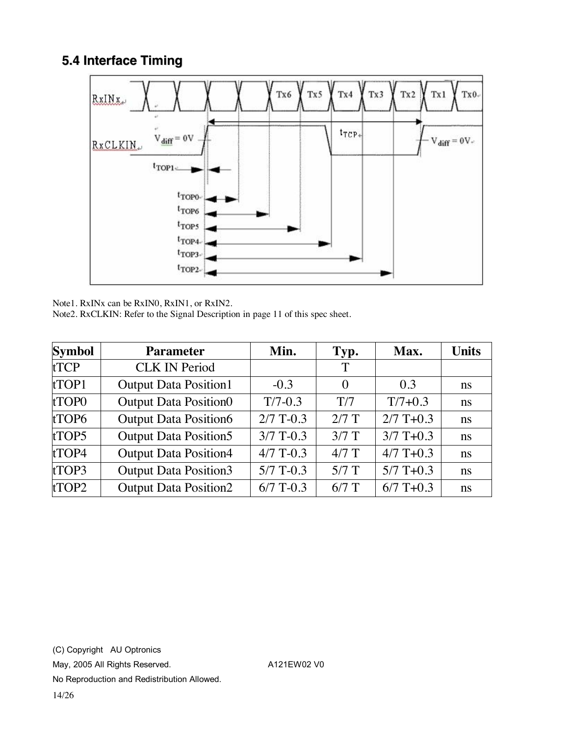## 5.4 Interface Timing

Note1. RxINx can be RxIN0, RxIN1, or RxIN2.
Note2. RxCLKIN: Refer to the Signal Description in page 11 of this spec sheet.

| Symbol | Parameter | Min. | Typ. | Max. | Units |
|---|---|---|---|---|---|
| tTCP | CLK IN Period | | T | | |
| tTOP1 | Output Data Position1 | -0.3 | 0 | 0.3 | ns |
| tTOP0 | Output Data Position0 | T/7-0.3 | T/7 | T/7+0.3 | ns |
| tTOP6 | Output Data Position6 | 2/7 T-0.3 | 2/7 T | 2/7 T+0.3 | ns |
| tTOP5 | Output Data Position5 | 3/7 T-0.3 | 3/7 T | 3/7 T+0.3 | ns |
| tTOP4 | Output Data Position4 | 4/7 T-0.3 | 4/7 T | 4/7 T+0.3 | ns |
| tTOP3 | Output Data Position3 | 5/7 T-0.3 | 5/7 T | 5/7 T+0.3 | ns |
| tTOP2 | Output Data Position2 | 6/7 T-0.3 | 6/7 T | 6/7 T+0.3 | ns |

(C) Copyright AU Optronics
May, 2005 All Rights Reserved. A121EW02 V0
No Reproduction and Redistribution Allowed.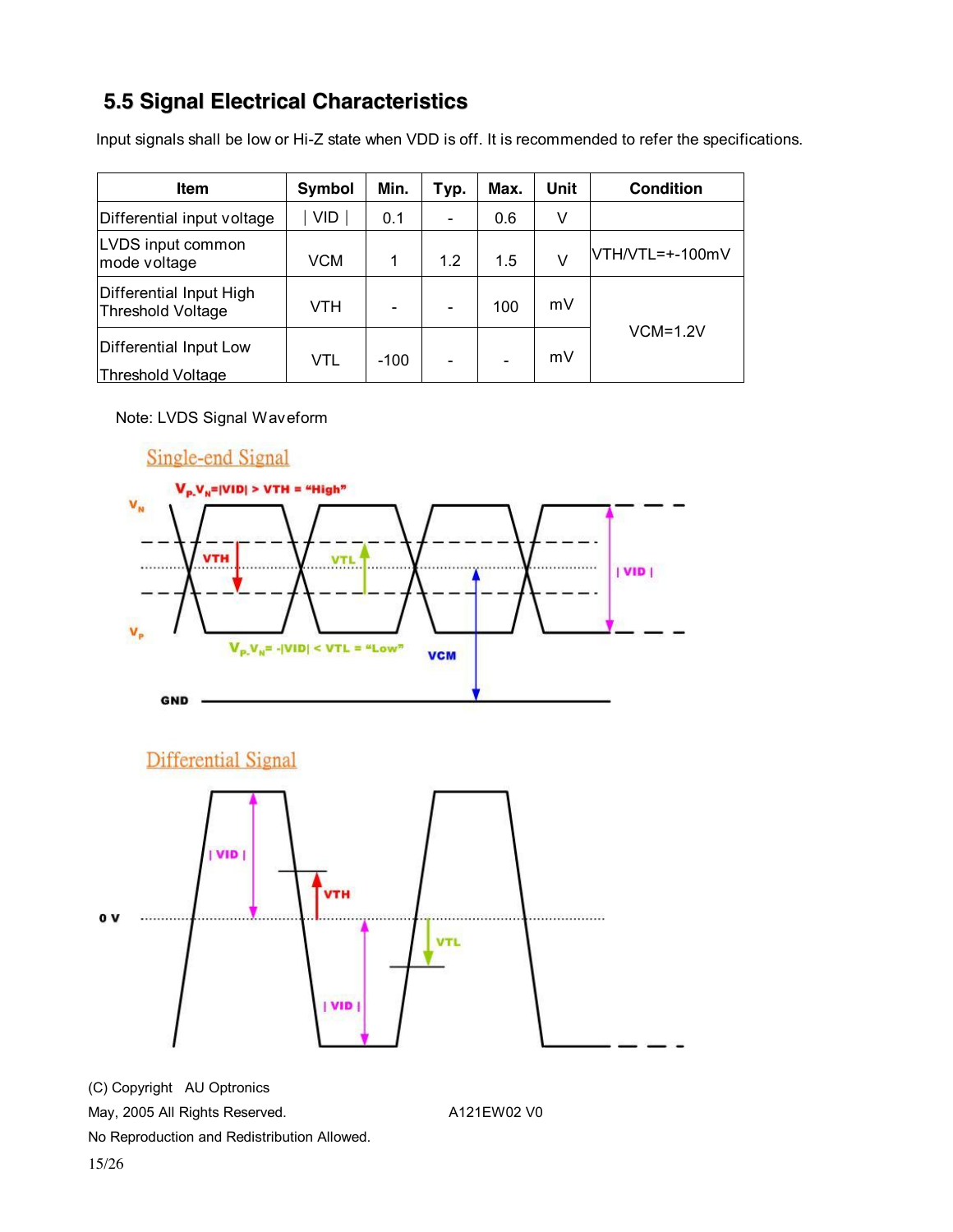## 5.5 Signal Electrical Characteristics

Input signals shall be low or Hi-Z state when VDD is off. It is recommended to refer the specifications.

| Item | Symbol | Min. | Typ. | Max. | Unit | Condition |
|---|---|---|---|---|---|---|
| Differential input voltage | \| VID \| | 0.1 | - | 0.6 | V | |
| LVDS input common mode voltage | VCM | 1 | 1.2 | 1.5 | V | VTH/VTL=+-100mV |
| Differential Input High Threshold Voltage | VTH | - | - | 100 | mV | VCM=1.2V |
| Differential Input Low Threshold Voltage | VTL | -100 | - | - | mV | |

Note: LVDS Signal Waveform

Single-end Signal

$V_P$-$V_N$=|VID| > VTH = "High"

$V_P$-$V_N$= -|VID| < VTL = "Low"

Differential Signal

(C) Copyright AU Optronics
May, 2005 All Rights Reserved. A121EW02 V0
No Reproduction and Redistribution Allowed.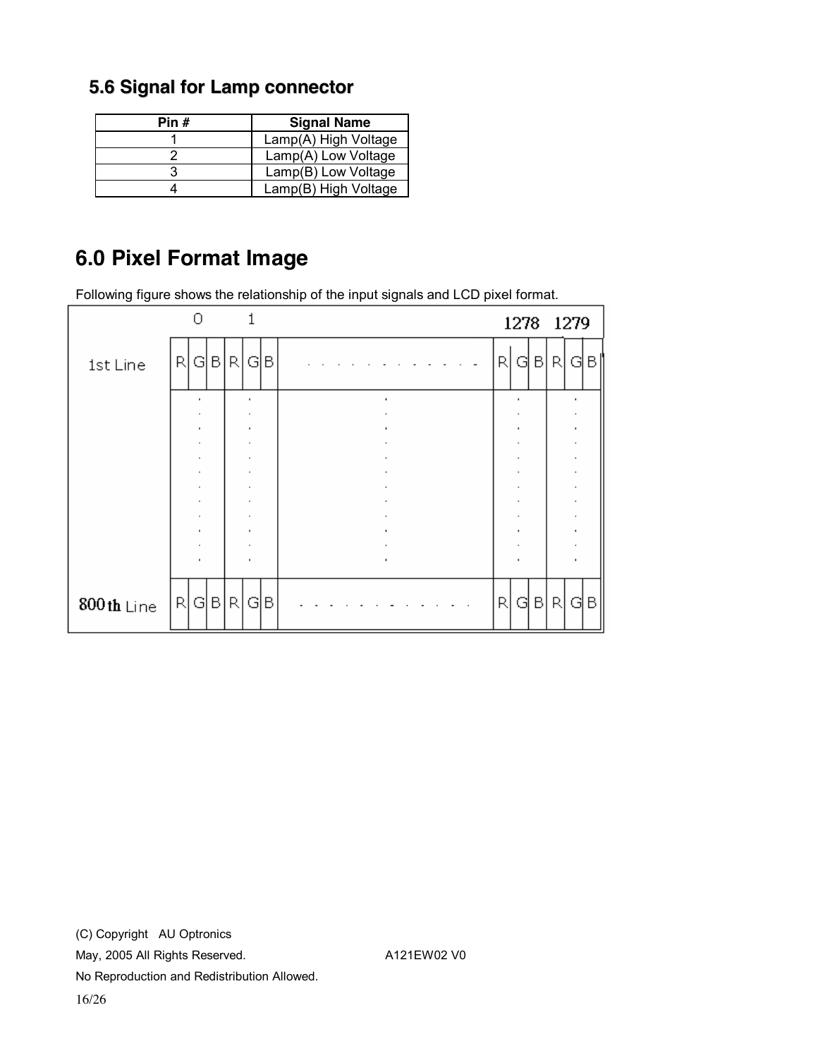### 5.6 Signal for Lamp connector

| Pin # | Signal Name |
|---|---|
| 1 | Lamp(A) High Voltage |
| 2 | Lamp(A) Low Voltage |
| 3 | Lamp(B) Low Voltage |
| 4 | Lamp(B) High Voltage |

## 6.0 Pixel Format Image

Following figure shows the relationship of the input signals and LCD pixel format.

| | 0 | | | 1 | | | | 1278 | | | 1279 | | |
|---|---|---|---|---|---|---|---|---|---|---|---|---|---|
| 1st Line | R | G | B | R | G | B | . . . . . . . . . . . . | R | G | B | R | G | B |
| | . | | | . | | | . | . | | | . | | |
| 800th Line | R | G | B | R | G | B | . . . . . . . . . . . . | R | G | B | R | G | B |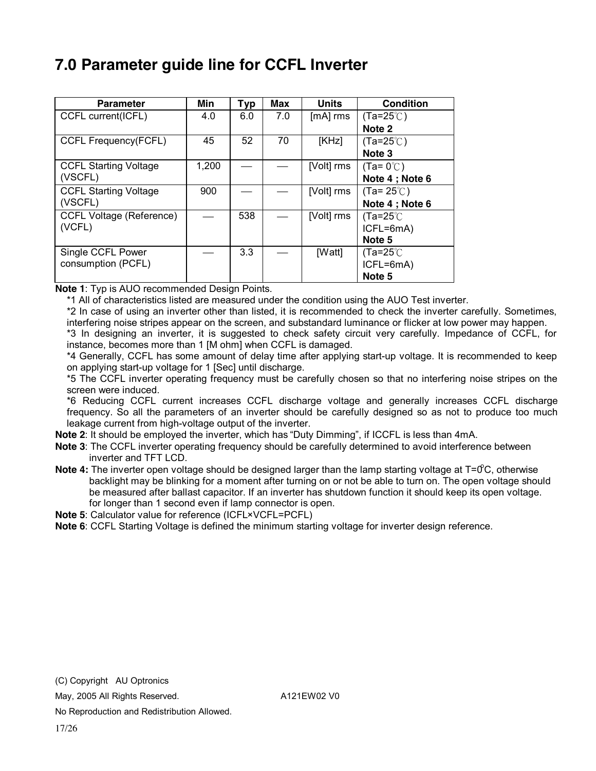# 7.0 Parameter guide line for CCFL Inverter

| Parameter | Min | Typ | Max | Units | Condition |
|---|---|---|---|---|---|
| CCFL current(ICFL) | 4.0 | 6.0 | 7.0 | [mA] rms | (Ta=25℃) **Note 2** |
| CCFL Frequency(FCFL) | 45 | 52 | 70 | [KHz] | (Ta=25℃) **Note 3** |
| CCFL Starting Voltage (VSCFL) | 1,200 | — | — | [Volt] rms | (Ta= 0℃) **Note 4 ; Note 6** |
| CCFL Starting Voltage (VSCFL) | 900 | — | — | [Volt] rms | (Ta= 25℃) **Note 4 ; Note 6** |
| CCFL Voltage (Reference) (VCFL) | — | 538 | — | [Volt] rms | (Ta=25℃ ICFL=6mA) **Note 5** |
| Single CCFL Power consumption (PCFL) | — | 3.3 | — | [Watt] | (Ta=25℃ ICFL=6mA) **Note 5** |

**Note 1**: Typ is AUO recommended Design Points.

*1 All of characteristics listed are measured under the condition using the AUO Test inverter.

*2 In case of using an inverter other than listed, it is recommended to check the inverter carefully. Sometimes, interfering noise stripes appear on the screen, and substandard luminance or flicker at low power may happen.

*3 In designing an inverter, it is suggested to check safety circuit very carefully. Impedance of CCFL, for instance, becomes more than 1 [M ohm] when CCFL is damaged.

*4 Generally, CCFL has some amount of delay time after applying start-up voltage. It is recommended to keep on applying start-up voltage for 1 [Sec] until discharge.

*5 The CCFL inverter operating frequency must be carefully chosen so that no interfering noise stripes on the screen were induced.

*6 Reducing CCFL current increases CCFL discharge voltage and generally increases CCFL discharge frequency. So all the parameters of an inverter should be carefully designed so as not to produce too much leakage current from high-voltage output of the inverter.

**Note 2**: It should be employed the inverter, which has "Duty Dimming", if ICCFL is less than 4mA.

**Note 3**: The CCFL inverter operating frequency should be carefully determined to avoid interference between inverter and TFT LCD.

**Note 4:** The inverter open voltage should be designed larger than the lamp starting voltage at T=0°C, otherwise backlight may be blinking for a moment after turning on or not be able to turn on. The open voltage should be measured after ballast capacitor. If an inverter has shutdown function it should keep its open voltage. for longer than 1 second even if lamp connector is open.

**Note 5**: Calculator value for reference (ICFL×VCFL=PCFL)

**Note 6**: CCFL Starting Voltage is defined the minimum starting voltage for inverter design reference.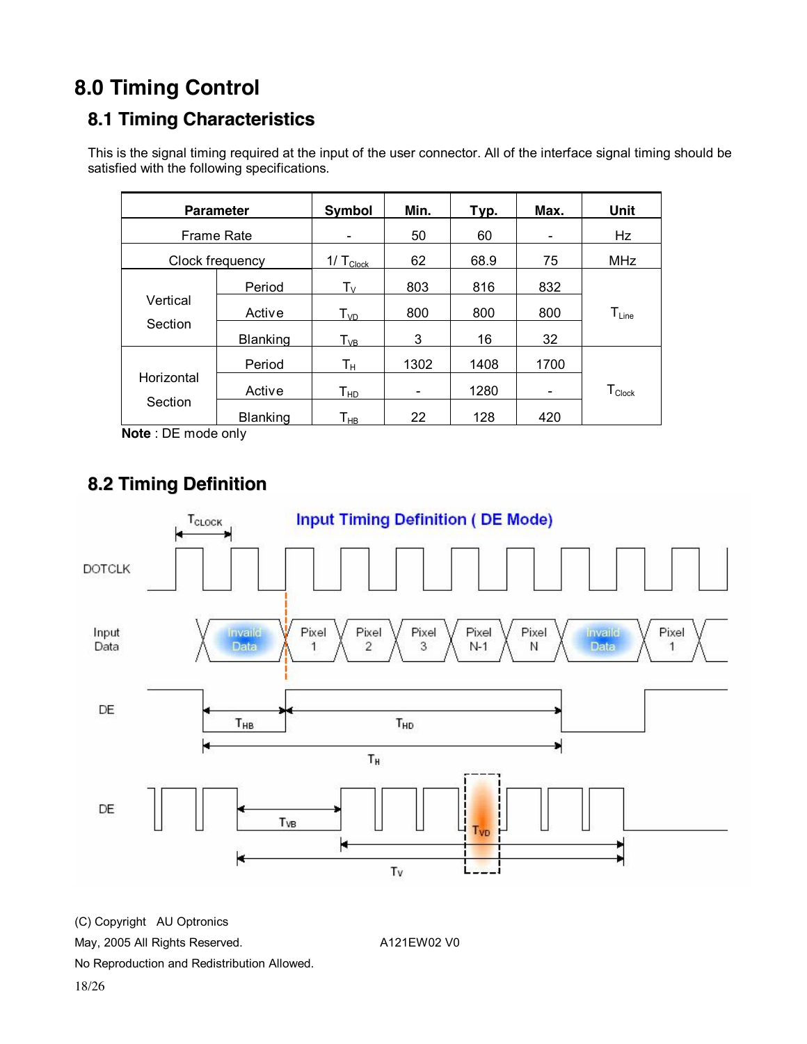# 8.0 Timing Control

## 8.1 Timing Characteristics

This is the signal timing required at the input of the user connector. All of the interface signal timing should be satisfied with the following specifications.

| Parameter | | Symbol | Min. | Typ. | Max. | Unit |
|---|---|---|---|---|---|---|
| Frame Rate | | - | 50 | 60 | - | Hz |
| Clock frequency | | $1/T_{Clock}$ | 62 | 68.9 | 75 | MHz |
| Vertical Section | Period | $T_V$ | 803 | 816 | 832 | $T_{Line}$ |
| | Active | $T_{VD}$ | 800 | 800 | 800 | |
| | Blanking | $T_{VB}$ | 3 | 16 | 32 | |
| Horizontal Section | Period | $T_H$ | 1302 | 1408 | 1700 | $T_{Clock}$ |
| | Active | $T_{HD}$ | - | 1280 | - | |
| | Blanking | $T_{HB}$ | 22 | 128 | 420 | |

**Note** : DE mode only

## 8.2 Timing Definition

Input Timing Definition ( DE Mode)

(C) Copyright AU Optronics
May, 2005 All Rights Reserved. A121EW02 V0
No Reproduction and Redistribution Allowed.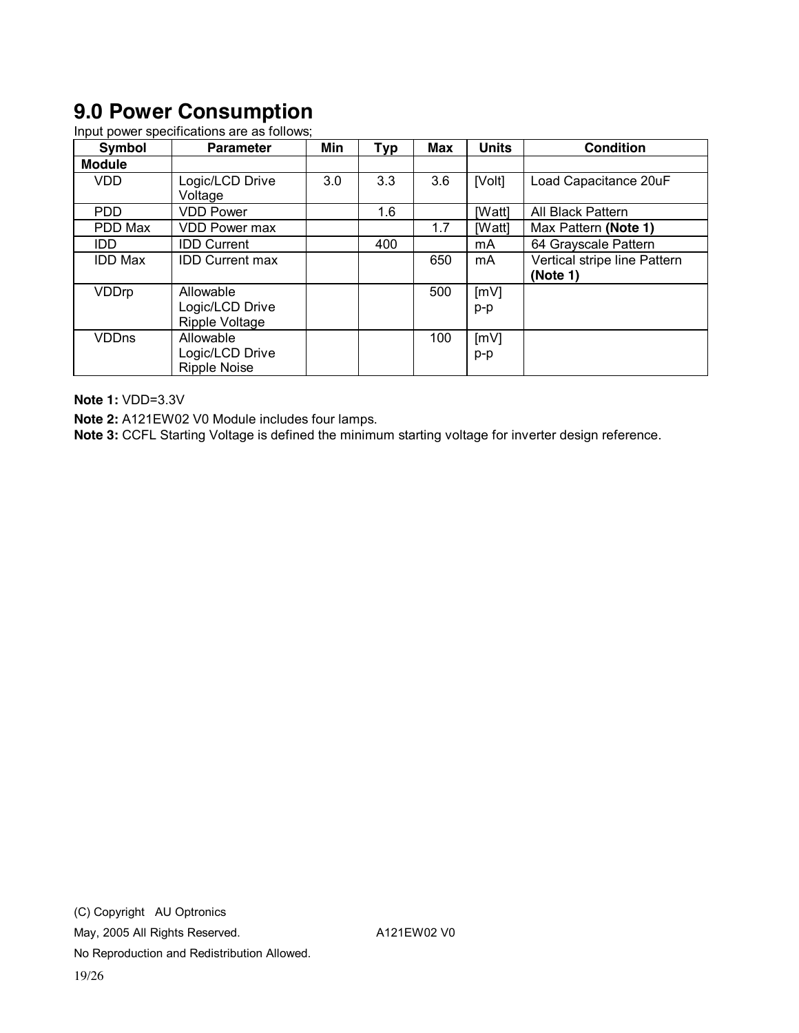## 9.0 Power Consumption

Input power specifications are as follows;

| Symbol | Parameter | Min | Typ | Max | Units | Condition |
|---|---|---|---|---|---|---|
| **Module** | | | | | | |
| VDD | Logic/LCD Drive Voltage | 3.0 | 3.3 | 3.6 | [Volt] | Load Capacitance 20uF |
| PDD | VDD Power | | 1.6 | | [Watt] | All Black Pattern |
| PDD Max | VDD Power max | | | 1.7 | [Watt] | Max Pattern **(Note 1)** |
| IDD | IDD Current | | 400 | | mA | 64 Grayscale Pattern |
| IDD Max | IDD Current max | | | 650 | mA | Vertical stripe line Pattern **(Note 1)** |
| VDDrp | Allowable Logic/LCD Drive Ripple Voltage | | | 500 | [mV] p-p | |
| VDDns | Allowable Logic/LCD Drive Ripple Noise | | | 100 | [mV] p-p | |

**Note 1:** VDD=3.3V

**Note 2:** A121EW02 V0 Module includes four lamps.

**Note 3:** CCFL Starting Voltage is defined the minimum starting voltage for inverter design reference.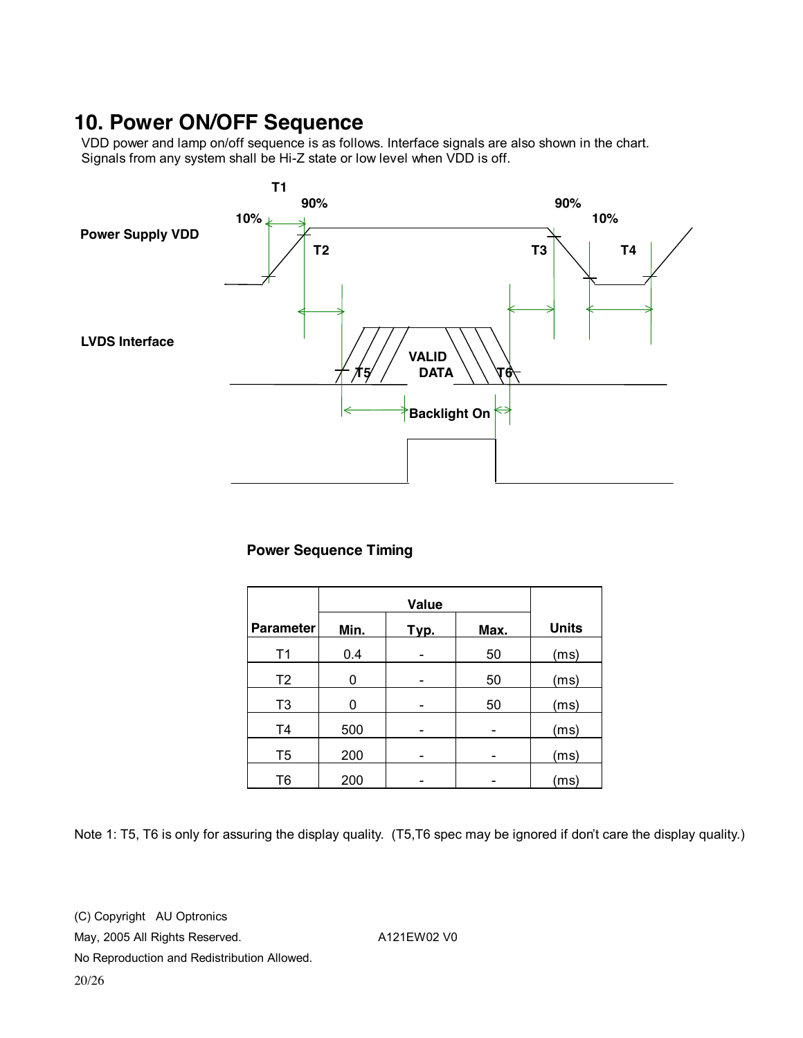## 10. Power ON/OFF Sequence

VDD power and lamp on/off sequence is as follows. Interface signals are also shown in the chart.
Signals from any system shall be Hi-Z state or low level when VDD is off.

**Power Sequence Timing**

| Parameter | Value | | | Units |
|---|---|---|---|---|
| | Min. | Typ. | Max. | |
| T1 | 0.4 | - | 50 | (ms) |
| T2 | 0 | - | 50 | (ms) |
| T3 | 0 | - | 50 | (ms) |
| T4 | 500 | - | - | (ms) |
| T5 | 200 | - | - | (ms) |
| T6 | 200 | - | - | (ms) |

Note 1: T5, T6 is only for assuring the display quality. (T5,T6 spec may be ignored if don't care the display quality.)

(C) Copyright AU Optronics
May, 2005 All Rights Reserved. A121EW02 V0
No Reproduction and Redistribution Allowed.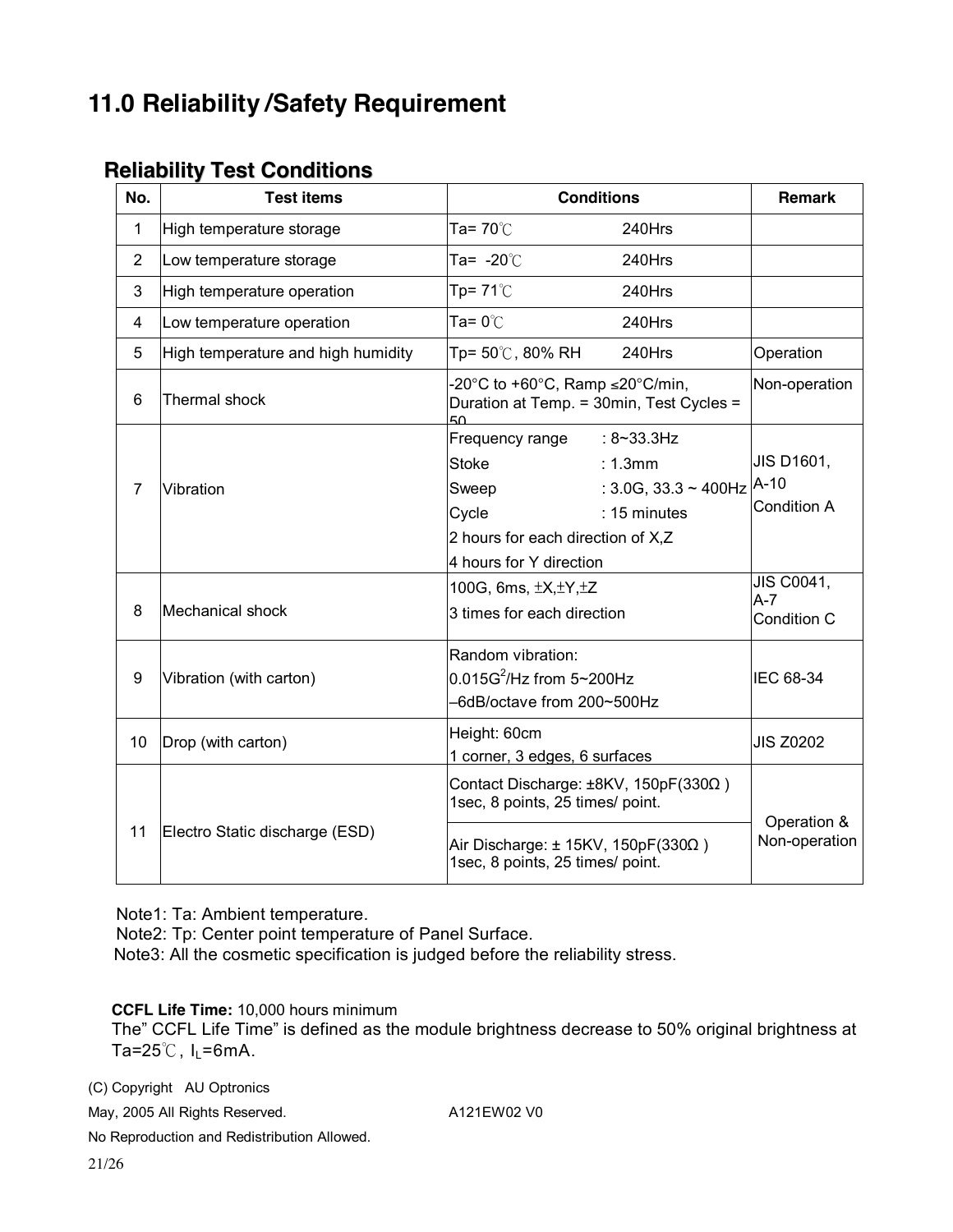# 11.0 Reliability /Safety Requirement

## Reliability Test Conditions

| No. | Test items | Conditions | Remark |
| --- | --- | --- | --- |
| 1 | High temperature storage | Ta= 70℃ 240Hrs | |
| 2 | Low temperature storage | Ta= -20℃ 240Hrs | |
| 3 | High temperature operation | Tp= 71℃ 240Hrs | |
| 4 | Low temperature operation | Ta= 0℃ 240Hrs | |
| 5 | High temperature and high humidity | Tp= 50℃, 80% RH 240Hrs | Operation |
| 6 | Thermal shock | -20°C to +60°C, Ramp ≤20°C/min, Duration at Temp. = 30min, Test Cycles = 50 | Non-operation |
| 7 | Vibration | Frequency range : 8~33.3Hz<br>Stoke : 1.3mm<br>Sweep : 3.0G, 33.3 ~ 400Hz<br>Cycle : 15 minutes<br>2 hours for each direction of X,Z<br>4 hours for Y direction | JIS D1601, A-10<br>Condition A |
| 8 | Mechanical shock | 100G, 6ms, ±X,±Y,±Z<br>3 times for each direction | JIS C0041, A-7<br>Condition C |
| 9 | Vibration (with carton) | Random vibration:<br>$0.015G^2$/Hz from 5~200Hz<br>–6dB/octave from 200~500Hz | IEC 68-34 |
| 10 | Drop (with carton) | Height: 60cm<br>1 corner, 3 edges, 6 surfaces | JIS Z0202 |
| 11 | Electro Static discharge (ESD) | Contact Discharge: ±8KV, 150pF(330Ω ) 1sec, 8 points, 25 times/ point.<br>Air Discharge: ± 15KV, 150pF(330Ω ) 1sec, 8 points, 25 times/ point. | Operation & Non-operation |

Note1: Ta: Ambient temperature.
Note2: Tp: Center point temperature of Panel Surface.
Note3: All the cosmetic specification is judged before the reliability stress.

**CCFL Life Time:** 10,000 hours minimum
The" CCFL Life Time" is defined as the module brightness decrease to 50% original brightness at Ta=25℃, $I_L$=6mA.

(C) Copyright AU Optronics
May, 2005 All Rights Reserved. A121EW02 V0
No Reproduction and Redistribution Allowed.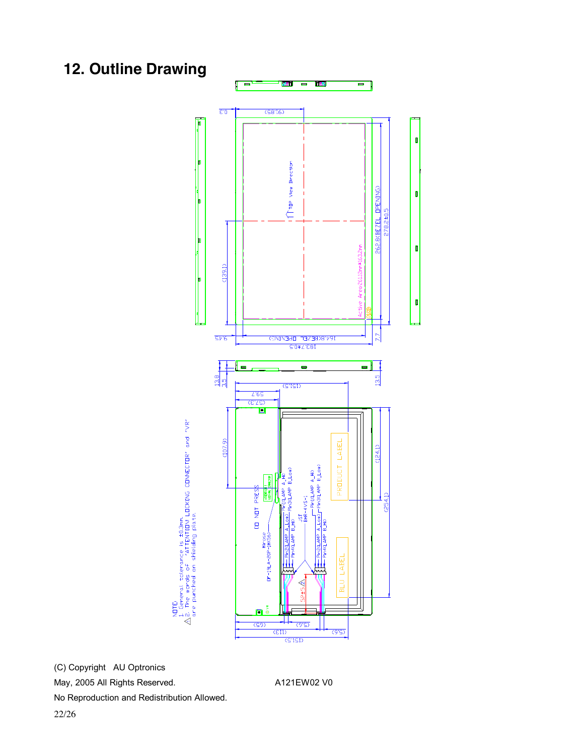# 12. Outline Drawing

NOTE:
1. General tolerance is ±0.3mm.
2. The words of "ATTENTION! LOCKING CONNECTOR" and "VR" are punched on shielding plate.

(C) Copyright AU Optronics
May, 2005 All Rights Reserved.
No Reproduction and Redistribution Allowed.

A121EW02 V0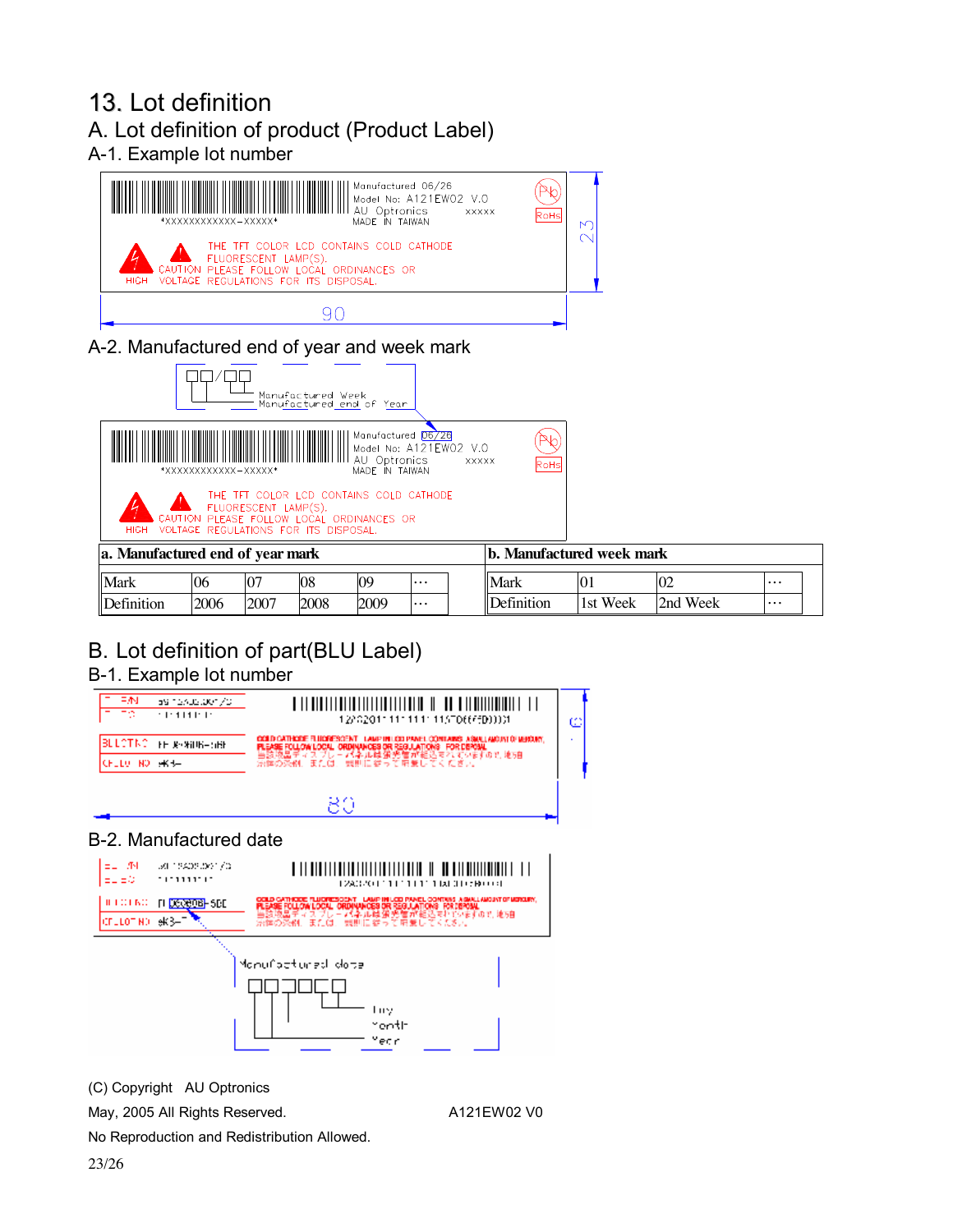# 13. Lot definition

## A. Lot definition of product (Product Label)

### A-1. Example lot number

\*XXXXXXXXXXXX-XXXXX\*

Manufactured 06/26
Model No: A121EW02 V.0
AU Optronics XXXXX
MADE IN TAIWAN

RoHS

THE TFT COLOR LCD CONTAINS COLD CATHODE FLUORESCENT LAMP(S).
HIGH VOLTAGE CAUTION PLEASE FOLLOW LOCAL ORDINANCES OR REGULATIONS FOR ITS DISPOSAL.

90 × 23

### A-2. Manufactured end of year and week mark

□□/□□
Manufactured Week
Manufactured end of Year

\*XXXXXXXXXXXX-XXXXX\*

Manufactured 06/26
Model No: A121EW02 V.0
AU Optronics XXXXX
MADE IN TAIWAN

RoHS

THE TFT COLOR LCD CONTAINS COLD CATHODE FLUORESCENT LAMP(S).
HIGH VOLTAGE CAUTION PLEASE FOLLOW LOCAL ORDINANCES OR REGULATIONS FOR ITS DISPOSAL.

**a. Manufactured end of year mark**

| Mark | 06 | 07 | 08 | 09 | … |
|---|---|---|---|---|---|
| Definition | 2006 | 2007 | 2008 | 2009 | … |

**b. Manufactured week mark**

| Mark | 01 | 02 | … |
|---|---|---|---|
| Definition | 1st Week | 2nd Week | … |

## B. Lot definition of part(BLU Label)

### B-1. Example lot number

80 × 16

### B-2. Manufactured date

Manufactured date
□□□□□□
Day
Month
Year

(C) Copyright AU Optronics
May, 2005 All Rights Reserved. A121EW02 V0
No Reproduction and Redistribution Allowed.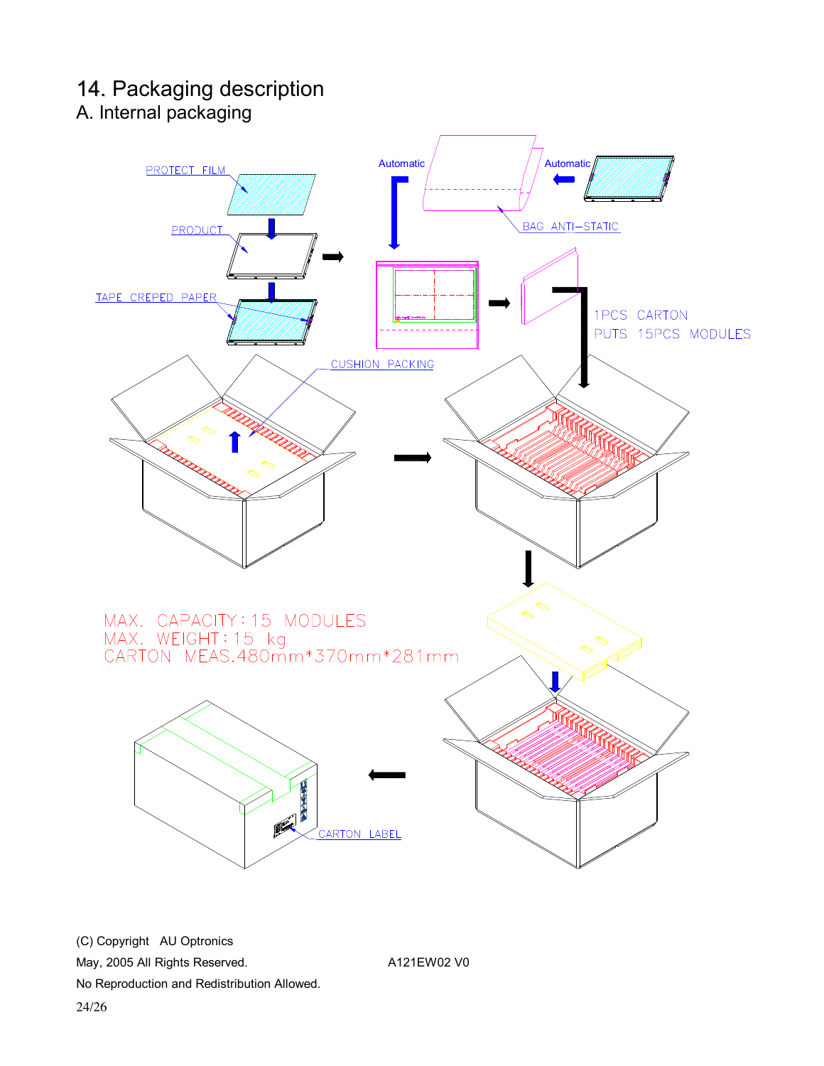# 14. Packaging description

## A. Internal packaging

PROTECT FILM

PRODUCT

TAPE CREPED PAPER

Automatic

Automatic

BAG ANTI–STATIC

1PCS CARTON PUTS 15PCS MODULES

CUSHION PACKING

MAX. CAPACITY: 15 MODULES
MAX. WEIGHT: 15 kg
CARTON MEAS.480mm*370mm*281mm

CARTON LABEL

(C) Copyright AU Optronics
May, 2005 All Rights Reserved. A121EW02 V0
No Reproduction and Redistribution Allowed.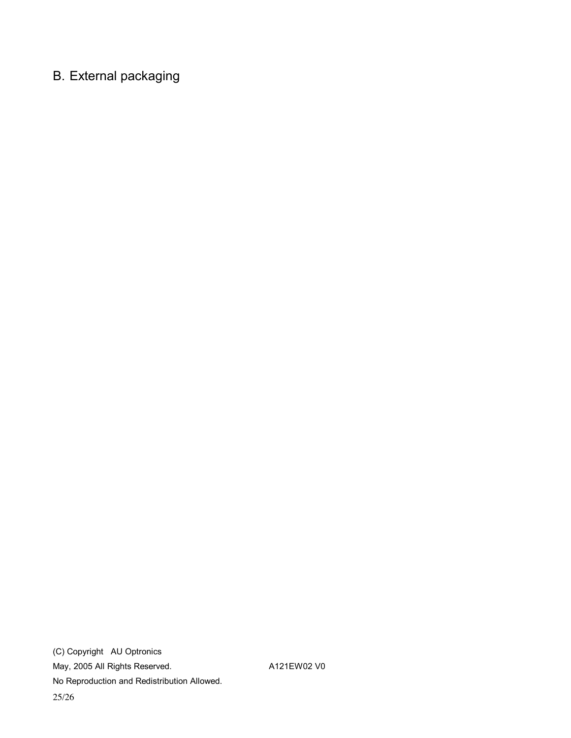## B. External packaging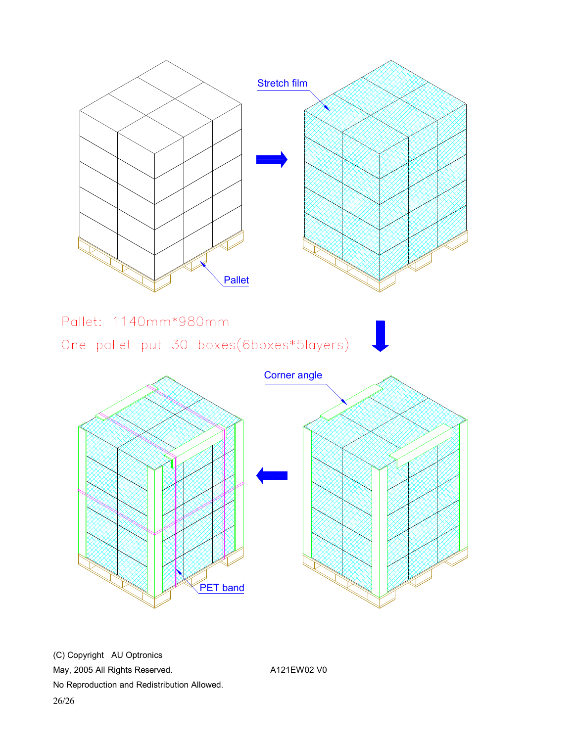Stretch film

Pallet

Pallet: 1140mm*980mm

One pallet put 30 boxes(6boxes*5layers)

Corner angle

PET band

(C) Copyright AU Optronics
May, 2005 All Rights Reserved. A121EW02 V0
No Reproduction and Redistribution Allowed.